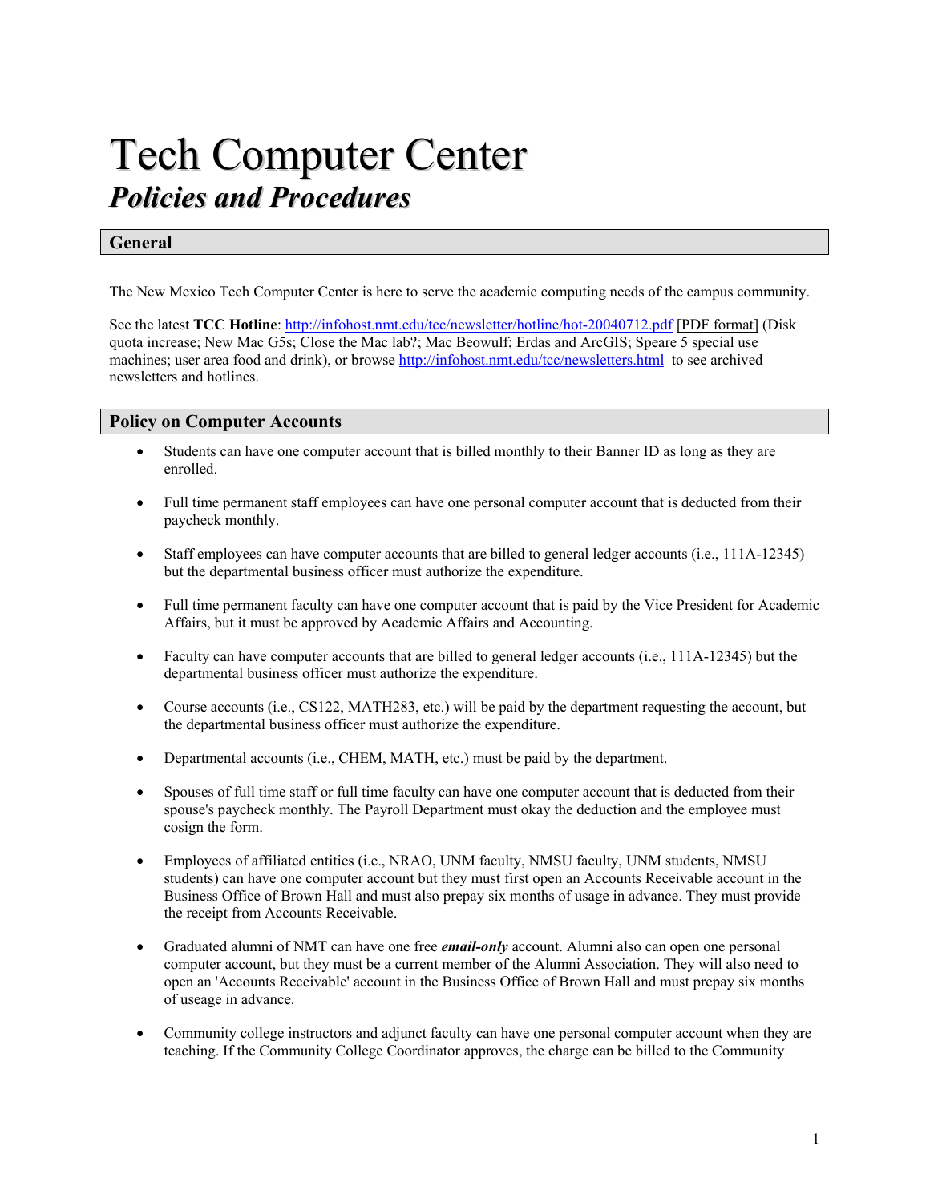# Tech Computer Center

## *Policies and Procedures*

## General

The New Mexico Tech Computer Center is here to serve the academic computing needs of the campus community.

See the latest **TCC Hotline**: http://infohost.nmt.edu/tcc/newsletter/hotline/hot-20040712.pdf [PDF format] (Disk quota increase; New Mac G5s; Close the Mac lab?; Mac Beowulf; Erdas and ArcGIS; Speare 5 special use machines; user area food and drink), or browse http://infohost.nmt.edu/tcc/newsletters.html to see archived newsletters and hotlines.

## Policy on Computer Accounts

- Students can have one computer account that is billed monthly to their Banner ID as long as they are enrolled.

- Full time permanent staff employees can have one personal computer account that is deducted from their paycheck monthly.

- Staff employees can have computer accounts that are billed to general ledger accounts (i.e., 111A-12345) but the departmental business officer must authorize the expenditure.

- Full time permanent faculty can have one computer account that is paid by the Vice President for Academic Affairs, but it must be approved by Academic Affairs and Accounting.

- Faculty can have computer accounts that are billed to general ledger accounts (i.e., 111A-12345) but the departmental business officer must authorize the expenditure.

- Course accounts (i.e., CS122, MATH283, etc.) will be paid by the department requesting the account, but the departmental business officer must authorize the expenditure.

- Departmental accounts (i.e., CHEM, MATH, etc.) must be paid by the department.

- Spouses of full time staff or full time faculty can have one computer account that is deducted from their spouse's paycheck monthly. The Payroll Department must okay the deduction and the employee must cosign the form.

- Employees of affiliated entities (i.e., NRAO, UNM faculty, NMSU faculty, UNM students, NMSU students) can have one computer account but they must first open an Accounts Receivable account in the Business Office of Brown Hall and must also prepay six months of usage in advance. They must provide the receipt from Accounts Receivable.

- Graduated alumni of NMT can have one free ***email-only*** account. Alumni also can open one personal computer account, but they must be a current member of the Alumni Association. They will also need to open an 'Accounts Receivable' account in the Business Office of Brown Hall and must prepay six months of useage in advance.

- Community college instructors and adjunct faculty can have one personal computer account when they are teaching. If the Community College Coordinator approves, the charge can be billed to the Community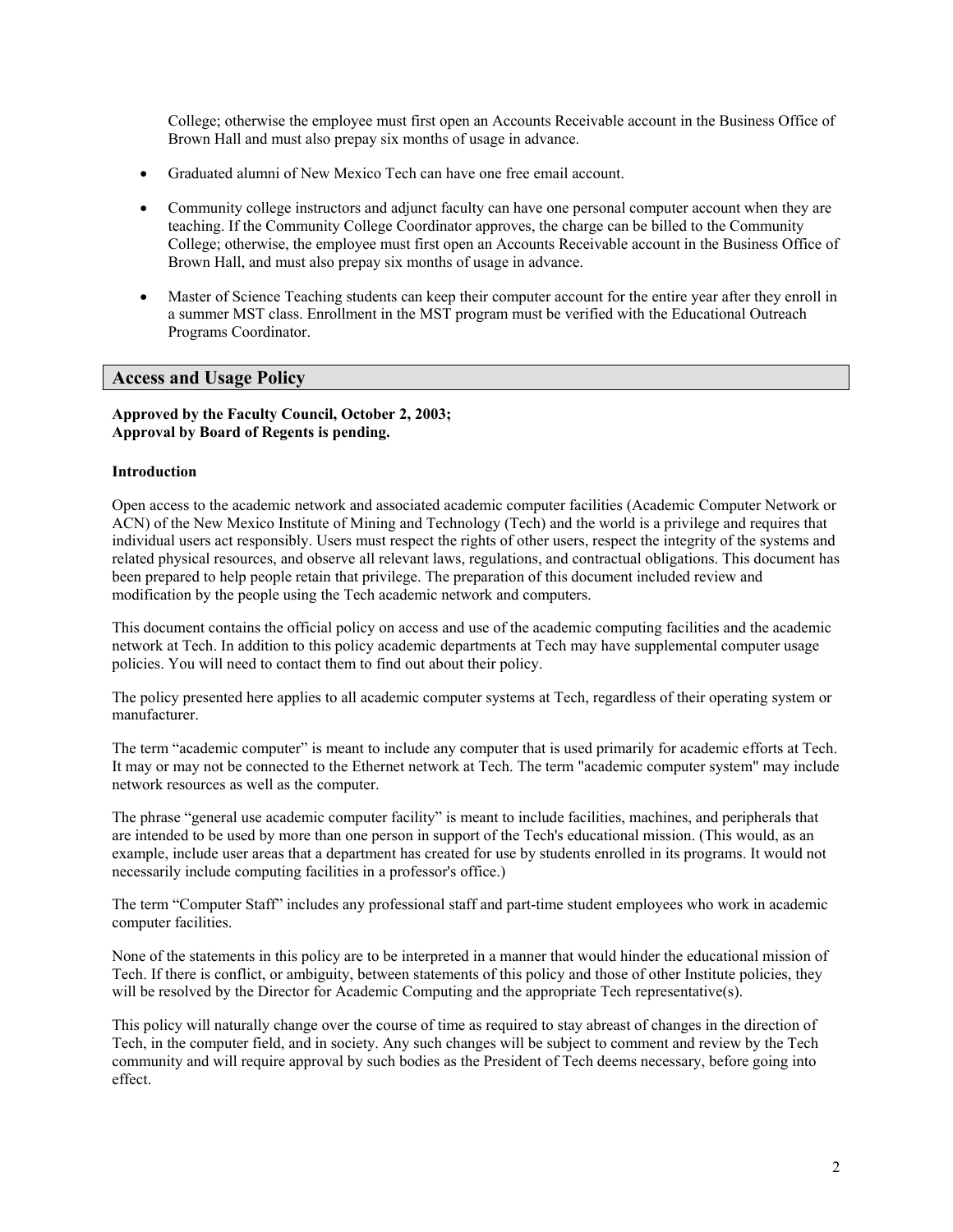College; otherwise the employee must first open an Accounts Receivable account in the Business Office of Brown Hall and must also prepay six months of usage in advance.

- Graduated alumni of New Mexico Tech can have one free email account.

- Community college instructors and adjunct faculty can have one personal computer account when they are teaching. If the Community College Coordinator approves, the charge can be billed to the Community College; otherwise, the employee must first open an Accounts Receivable account in the Business Office of Brown Hall, and must also prepay six months of usage in advance.

- Master of Science Teaching students can keep their computer account for the entire year after they enroll in a summer MST class. Enrollment in the MST program must be verified with the Educational Outreach Programs Coordinator.

## Access and Usage Policy

**Approved by the Faculty Council, October 2, 2003;**
**Approval by Board of Regents is pending.**

**Introduction**

Open access to the academic network and associated academic computer facilities (Academic Computer Network or ACN) of the New Mexico Institute of Mining and Technology (Tech) and the world is a privilege and requires that individual users act responsibly. Users must respect the rights of other users, respect the integrity of the systems and related physical resources, and observe all relevant laws, regulations, and contractual obligations. This document has been prepared to help people retain that privilege. The preparation of this document included review and modification by the people using the Tech academic network and computers.

This document contains the official policy on access and use of the academic computing facilities and the academic network at Tech. In addition to this policy academic departments at Tech may have supplemental computer usage policies. You will need to contact them to find out about their policy.

The policy presented here applies to all academic computer systems at Tech, regardless of their operating system or manufacturer.

The term "academic computer" is meant to include any computer that is used primarily for academic efforts at Tech. It may or may not be connected to the Ethernet network at Tech. The term "academic computer system" may include network resources as well as the computer.

The phrase "general use academic computer facility" is meant to include facilities, machines, and peripherals that are intended to be used by more than one person in support of the Tech's educational mission. (This would, as an example, include user areas that a department has created for use by students enrolled in its programs. It would not necessarily include computing facilities in a professor's office.)

The term "Computer Staff" includes any professional staff and part-time student employees who work in academic computer facilities.

None of the statements in this policy are to be interpreted in a manner that would hinder the educational mission of Tech. If there is conflict, or ambiguity, between statements of this policy and those of other Institute policies, they will be resolved by the Director for Academic Computing and the appropriate Tech representative(s).

This policy will naturally change over the course of time as required to stay abreast of changes in the direction of Tech, in the computer field, and in society. Any such changes will be subject to comment and review by the Tech community and will require approval by such bodies as the President of Tech deems necessary, before going into effect.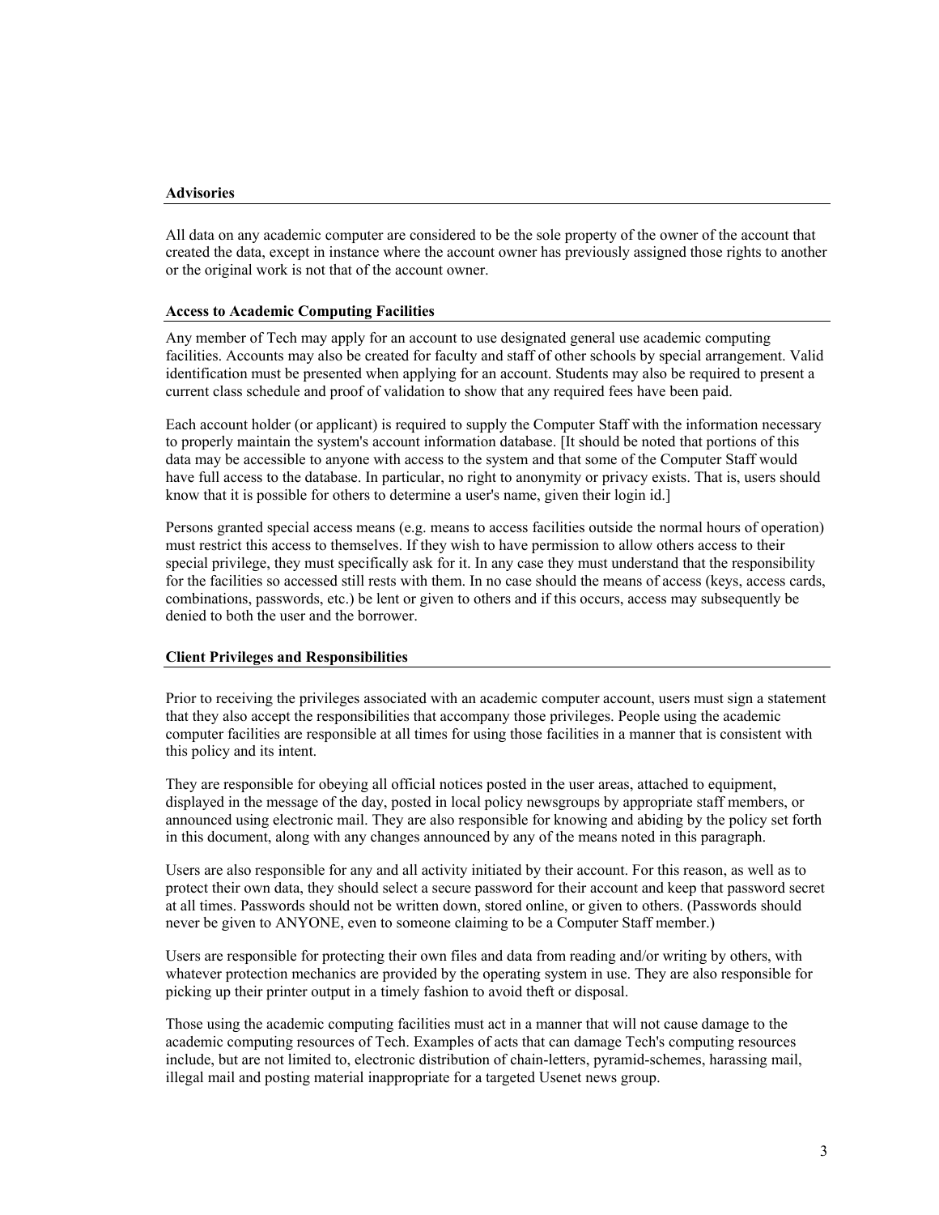### Advisories

All data on any academic computer are considered to be the sole property of the owner of the account that created the data, except in instance where the account owner has previously assigned those rights to another or the original work is not that of the account owner.

### Access to Academic Computing Facilities

Any member of Tech may apply for an account to use designated general use academic computing facilities. Accounts may also be created for faculty and staff of other schools by special arrangement. Valid identification must be presented when applying for an account. Students may also be required to present a current class schedule and proof of validation to show that any required fees have been paid.

Each account holder (or applicant) is required to supply the Computer Staff with the information necessary to properly maintain the system's account information database. [It should be noted that portions of this data may be accessible to anyone with access to the system and that some of the Computer Staff would have full access to the database. In particular, no right to anonymity or privacy exists. That is, users should know that it is possible for others to determine a user's name, given their login id.]

Persons granted special access means (e.g. means to access facilities outside the normal hours of operation) must restrict this access to themselves. If they wish to have permission to allow others access to their special privilege, they must specifically ask for it. In any case they must understand that the responsibility for the facilities so accessed still rests with them. In no case should the means of access (keys, access cards, combinations, passwords, etc.) be lent or given to others and if this occurs, access may subsequently be denied to both the user and the borrower.

### Client Privileges and Responsibilities

Prior to receiving the privileges associated with an academic computer account, users must sign a statement that they also accept the responsibilities that accompany those privileges. People using the academic computer facilities are responsible at all times for using those facilities in a manner that is consistent with this policy and its intent.

They are responsible for obeying all official notices posted in the user areas, attached to equipment, displayed in the message of the day, posted in local policy newsgroups by appropriate staff members, or announced using electronic mail. They are also responsible for knowing and abiding by the policy set forth in this document, along with any changes announced by any of the means noted in this paragraph.

Users are also responsible for any and all activity initiated by their account. For this reason, as well as to protect their own data, they should select a secure password for their account and keep that password secret at all times. Passwords should not be written down, stored online, or given to others. (Passwords should never be given to ANYONE, even to someone claiming to be a Computer Staff member.)

Users are responsible for protecting their own files and data from reading and/or writing by others, with whatever protection mechanics are provided by the operating system in use. They are also responsible for picking up their printer output in a timely fashion to avoid theft or disposal.

Those using the academic computing facilities must act in a manner that will not cause damage to the academic computing resources of Tech. Examples of acts that can damage Tech's computing resources include, but are not limited to, electronic distribution of chain-letters, pyramid-schemes, harassing mail, illegal mail and posting material inappropriate for a targeted Usenet news group.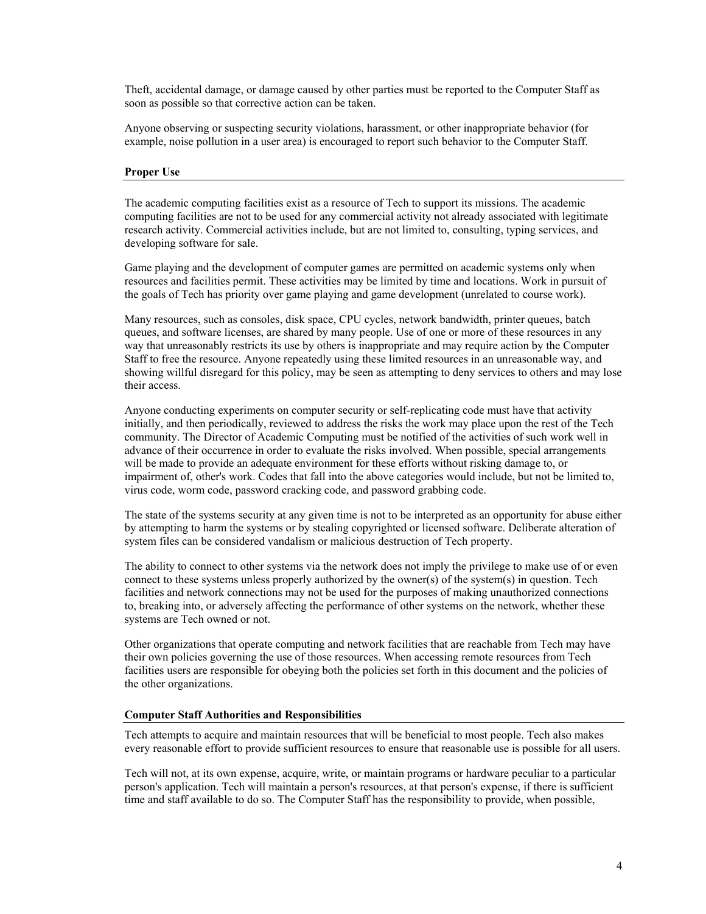Theft, accidental damage, or damage caused by other parties must be reported to the Computer Staff as soon as possible so that corrective action can be taken.

Anyone observing or suspecting security violations, harassment, or other inappropriate behavior (for example, noise pollution in a user area) is encouraged to report such behavior to the Computer Staff.

## Proper Use

The academic computing facilities exist as a resource of Tech to support its missions. The academic computing facilities are not to be used for any commercial activity not already associated with legitimate research activity. Commercial activities include, but are not limited to, consulting, typing services, and developing software for sale.

Game playing and the development of computer games are permitted on academic systems only when resources and facilities permit. These activities may be limited by time and locations. Work in pursuit of the goals of Tech has priority over game playing and game development (unrelated to course work).

Many resources, such as consoles, disk space, CPU cycles, network bandwidth, printer queues, batch queues, and software licenses, are shared by many people. Use of one or more of these resources in any way that unreasonably restricts its use by others is inappropriate and may require action by the Computer Staff to free the resource. Anyone repeatedly using these limited resources in an unreasonable way, and showing willful disregard for this policy, may be seen as attempting to deny services to others and may lose their access.

Anyone conducting experiments on computer security or self-replicating code must have that activity initially, and then periodically, reviewed to address the risks the work may place upon the rest of the Tech community. The Director of Academic Computing must be notified of the activities of such work well in advance of their occurrence in order to evaluate the risks involved. When possible, special arrangements will be made to provide an adequate environment for these efforts without risking damage to, or impairment of, other's work. Codes that fall into the above categories would include, but not be limited to, virus code, worm code, password cracking code, and password grabbing code.

The state of the systems security at any given time is not to be interpreted as an opportunity for abuse either by attempting to harm the systems or by stealing copyrighted or licensed software. Deliberate alteration of system files can be considered vandalism or malicious destruction of Tech property.

The ability to connect to other systems via the network does not imply the privilege to make use of or even connect to these systems unless properly authorized by the owner(s) of the system(s) in question. Tech facilities and network connections may not be used for the purposes of making unauthorized connections to, breaking into, or adversely affecting the performance of other systems on the network, whether these systems are Tech owned or not.

Other organizations that operate computing and network facilities that are reachable from Tech may have their own policies governing the use of those resources. When accessing remote resources from Tech facilities users are responsible for obeying both the policies set forth in this document and the policies of the other organizations.

## Computer Staff Authorities and Responsibilities

Tech attempts to acquire and maintain resources that will be beneficial to most people. Tech also makes every reasonable effort to provide sufficient resources to ensure that reasonable use is possible for all users.

Tech will not, at its own expense, acquire, write, or maintain programs or hardware peculiar to a particular person's application. Tech will maintain a person's resources, at that person's expense, if there is sufficient time and staff available to do so. The Computer Staff has the responsibility to provide, when possible,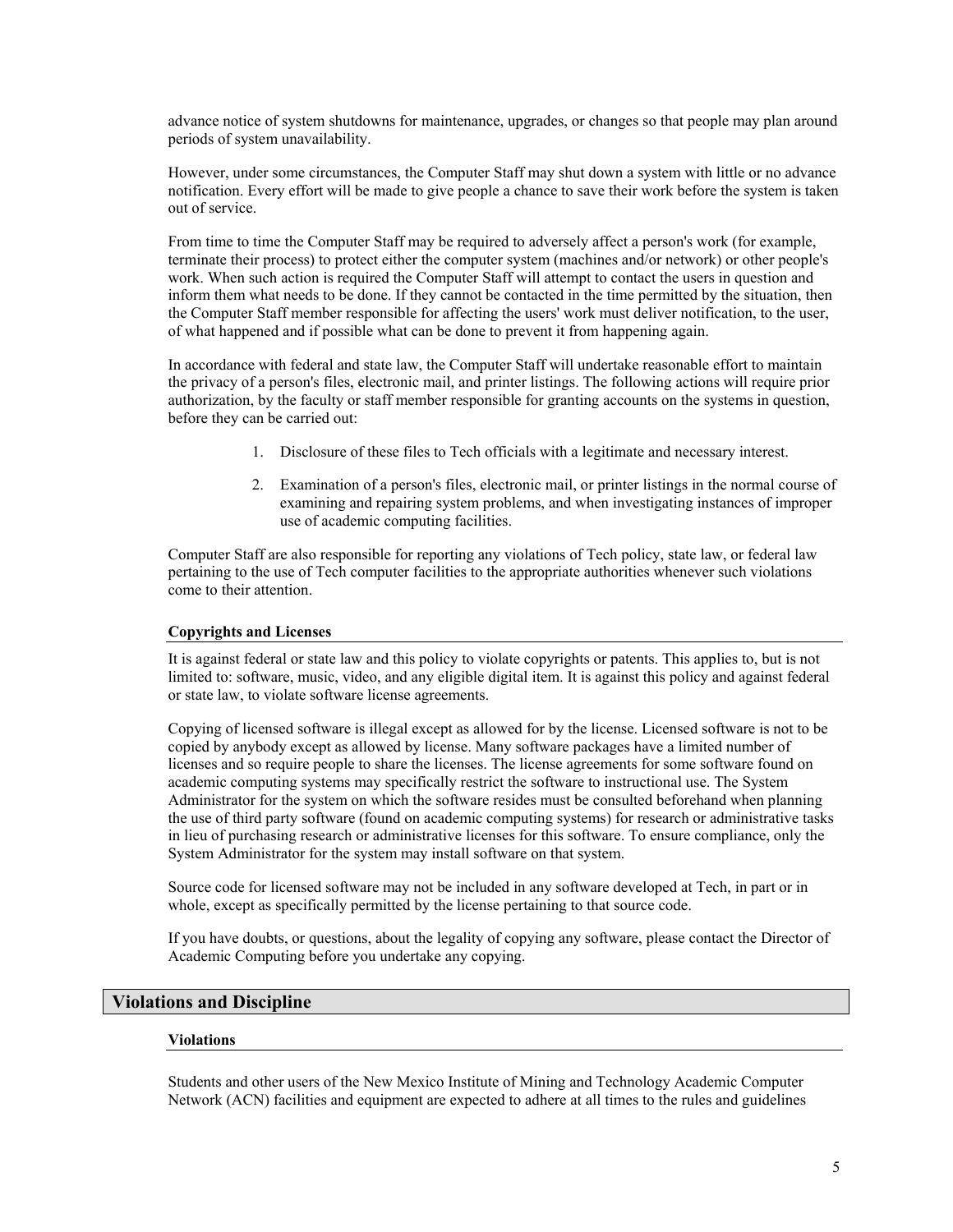advance notice of system shutdowns for maintenance, upgrades, or changes so that people may plan around periods of system unavailability.

However, under some circumstances, the Computer Staff may shut down a system with little or no advance notification. Every effort will be made to give people a chance to save their work before the system is taken out of service.

From time to time the Computer Staff may be required to adversely affect a person's work (for example, terminate their process) to protect either the computer system (machines and/or network) or other people's work. When such action is required the Computer Staff will attempt to contact the users in question and inform them what needs to be done. If they cannot be contacted in the time permitted by the situation, then the Computer Staff member responsible for affecting the users' work must deliver notification, to the user, of what happened and if possible what can be done to prevent it from happening again.

In accordance with federal and state law, the Computer Staff will undertake reasonable effort to maintain the privacy of a person's files, electronic mail, and printer listings. The following actions will require prior authorization, by the faculty or staff member responsible for granting accounts on the systems in question, before they can be carried out:

1. Disclosure of these files to Tech officials with a legitimate and necessary interest.
2. Examination of a person's files, electronic mail, or printer listings in the normal course of examining and repairing system problems, and when investigating instances of improper use of academic computing facilities.

Computer Staff are also responsible for reporting any violations of Tech policy, state law, or federal law pertaining to the use of Tech computer facilities to the appropriate authorities whenever such violations come to their attention.

### Copyrights and Licenses

It is against federal or state law and this policy to violate copyrights or patents. This applies to, but is not limited to: software, music, video, and any eligible digital item. It is against this policy and against federal or state law, to violate software license agreements.

Copying of licensed software is illegal except as allowed for by the license. Licensed software is not to be copied by anybody except as allowed by license. Many software packages have a limited number of licenses and so require people to share the licenses. The license agreements for some software found on academic computing systems may specifically restrict the software to instructional use. The System Administrator for the system on which the software resides must be consulted beforehand when planning the use of third party software (found on academic computing systems) for research or administrative tasks in lieu of purchasing research or administrative licenses for this software. To ensure compliance, only the System Administrator for the system may install software on that system.

Source code for licensed software may not be included in any software developed at Tech, in part or in whole, except as specifically permitted by the license pertaining to that source code.

If you have doubts, or questions, about the legality of copying any software, please contact the Director of Academic Computing before you undertake any copying.

## Violations and Discipline

### Violations

Students and other users of the New Mexico Institute of Mining and Technology Academic Computer Network (ACN) facilities and equipment are expected to adhere at all times to the rules and guidelines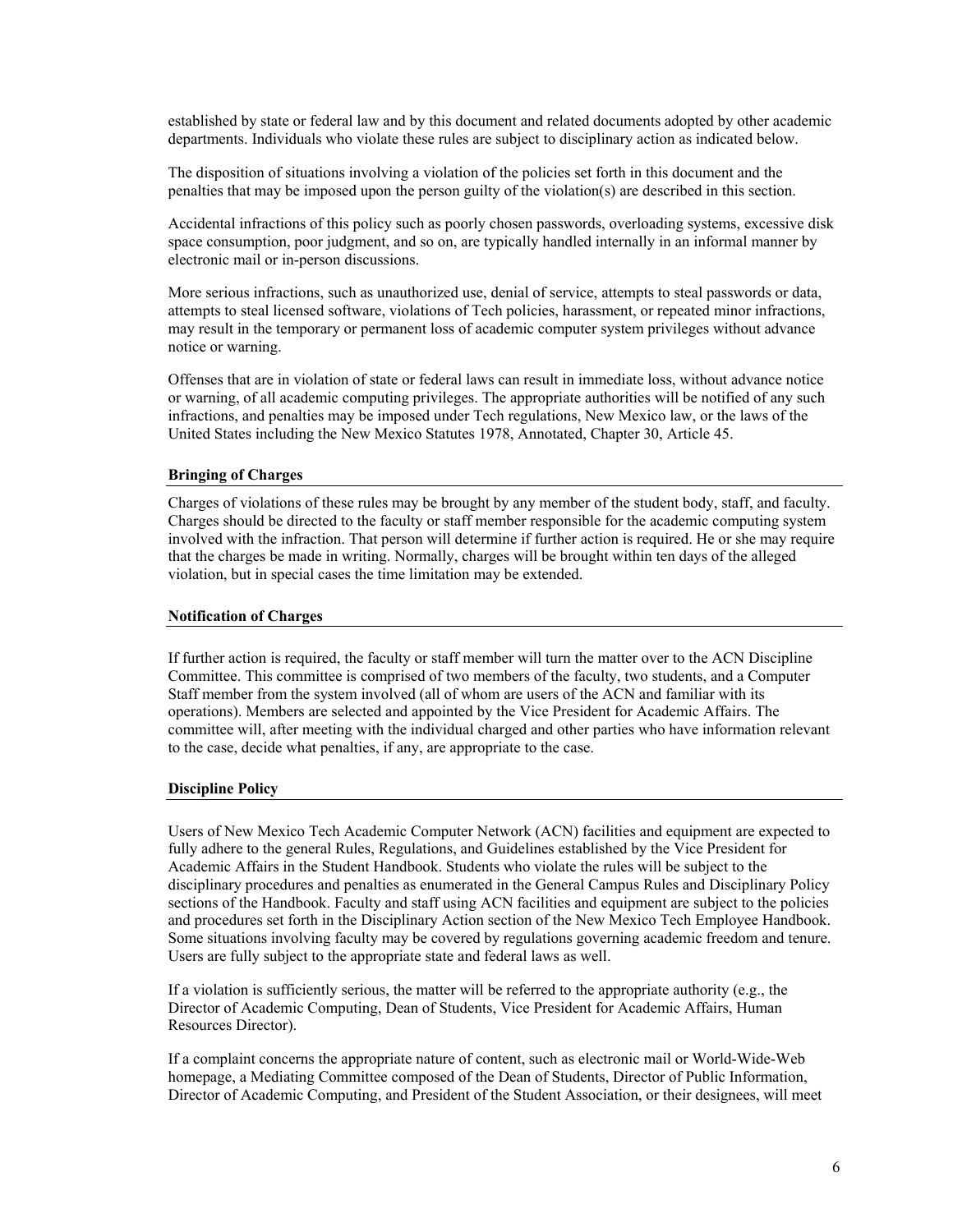established by state or federal law and by this document and related documents adopted by other academic departments. Individuals who violate these rules are subject to disciplinary action as indicated below.

The disposition of situations involving a violation of the policies set forth in this document and the penalties that may be imposed upon the person guilty of the violation(s) are described in this section.

Accidental infractions of this policy such as poorly chosen passwords, overloading systems, excessive disk space consumption, poor judgment, and so on, are typically handled internally in an informal manner by electronic mail or in-person discussions.

More serious infractions, such as unauthorized use, denial of service, attempts to steal passwords or data, attempts to steal licensed software, violations of Tech policies, harassment, or repeated minor infractions, may result in the temporary or permanent loss of academic computer system privileges without advance notice or warning.

Offenses that are in violation of state or federal laws can result in immediate loss, without advance notice or warning, of all academic computing privileges. The appropriate authorities will be notified of any such infractions, and penalties may be imposed under Tech regulations, New Mexico law, or the laws of the United States including the New Mexico Statutes 1978, Annotated, Chapter 30, Article 45.

### Bringing of Charges

Charges of violations of these rules may be brought by any member of the student body, staff, and faculty. Charges should be directed to the faculty or staff member responsible for the academic computing system involved with the infraction. That person will determine if further action is required. He or she may require that the charges be made in writing. Normally, charges will be brought within ten days of the alleged violation, but in special cases the time limitation may be extended.

### Notification of Charges

If further action is required, the faculty or staff member will turn the matter over to the ACN Discipline Committee. This committee is comprised of two members of the faculty, two students, and a Computer Staff member from the system involved (all of whom are users of the ACN and familiar with its operations). Members are selected and appointed by the Vice President for Academic Affairs. The committee will, after meeting with the individual charged and other parties who have information relevant to the case, decide what penalties, if any, are appropriate to the case.

### Discipline Policy

Users of New Mexico Tech Academic Computer Network (ACN) facilities and equipment are expected to fully adhere to the general Rules, Regulations, and Guidelines established by the Vice President for Academic Affairs in the Student Handbook. Students who violate the rules will be subject to the disciplinary procedures and penalties as enumerated in the General Campus Rules and Disciplinary Policy sections of the Handbook. Faculty and staff using ACN facilities and equipment are subject to the policies and procedures set forth in the Disciplinary Action section of the New Mexico Tech Employee Handbook. Some situations involving faculty may be covered by regulations governing academic freedom and tenure. Users are fully subject to the appropriate state and federal laws as well.

If a violation is sufficiently serious, the matter will be referred to the appropriate authority (e.g., the Director of Academic Computing, Dean of Students, Vice President for Academic Affairs, Human Resources Director).

If a complaint concerns the appropriate nature of content, such as electronic mail or World-Wide-Web homepage, a Mediating Committee composed of the Dean of Students, Director of Public Information, Director of Academic Computing, and President of the Student Association, or their designees, will meet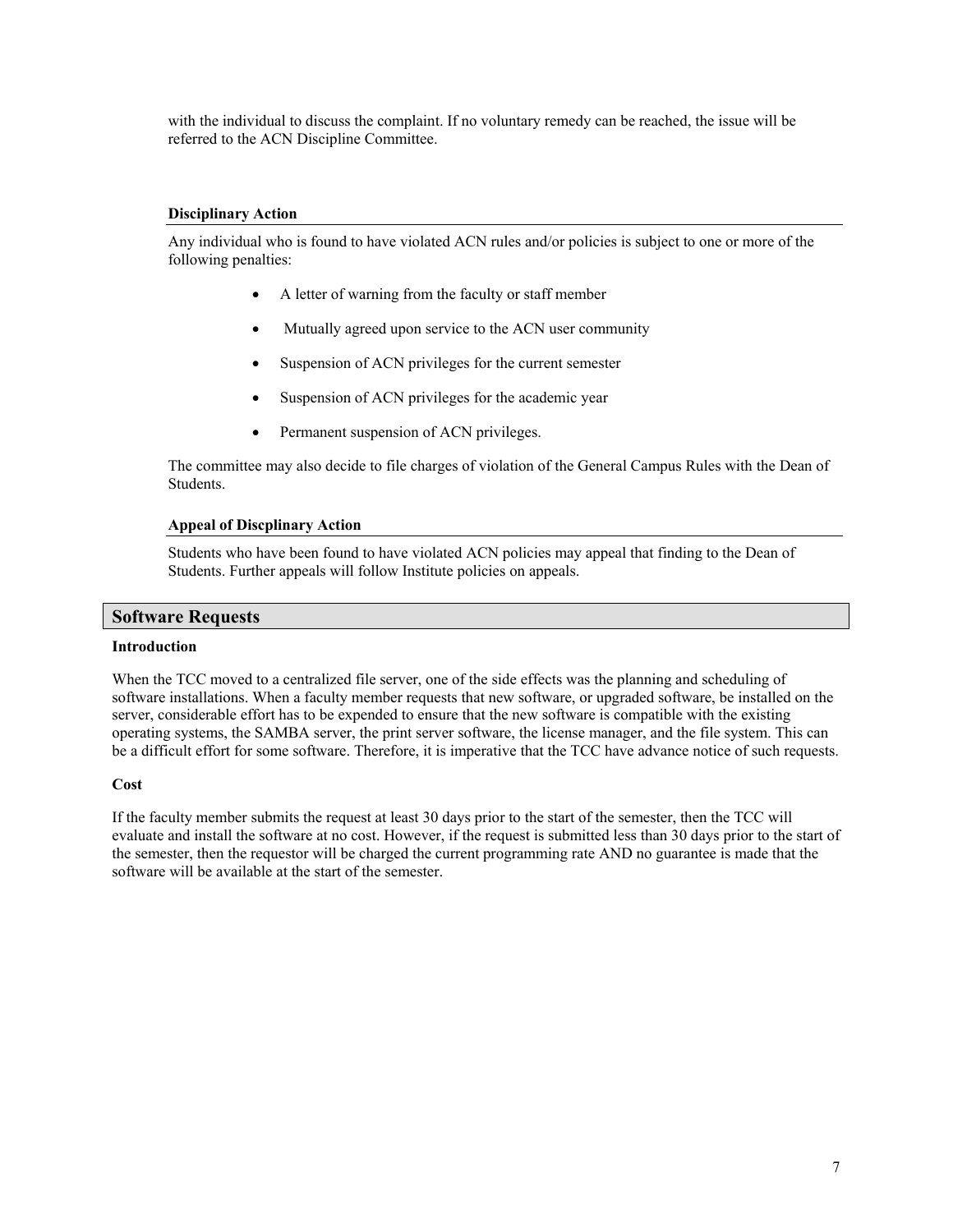with the individual to discuss the complaint. If no voluntary remedy can be reached, the issue will be referred to the ACN Discipline Committee.

### Disciplinary Action

Any individual who is found to have violated ACN rules and/or policies is subject to one or more of the following penalties:

- A letter of warning from the faculty or staff member
- Mutually agreed upon service to the ACN user community
- Suspension of ACN privileges for the current semester
- Suspension of ACN privileges for the academic year
- Permanent suspension of ACN privileges.

The committee may also decide to file charges of violation of the General Campus Rules with the Dean of Students.

### Appeal of Discplinary Action

Students who have been found to have violated ACN policies may appeal that finding to the Dean of Students. Further appeals will follow Institute policies on appeals.

## Software Requests

### Introduction

When the TCC moved to a centralized file server, one of the side effects was the planning and scheduling of software installations. When a faculty member requests that new software, or upgraded software, be installed on the server, considerable effort has to be expended to ensure that the new software is compatible with the existing operating systems, the SAMBA server, the print server software, the license manager, and the file system. This can be a difficult effort for some software. Therefore, it is imperative that the TCC have advance notice of such requests.

### Cost

If the faculty member submits the request at least 30 days prior to the start of the semester, then the TCC will evaluate and install the software at no cost. However, if the request is submitted less than 30 days prior to the start of the semester, then the requestor will be charged the current programming rate AND no guarantee is made that the software will be available at the start of the semester.